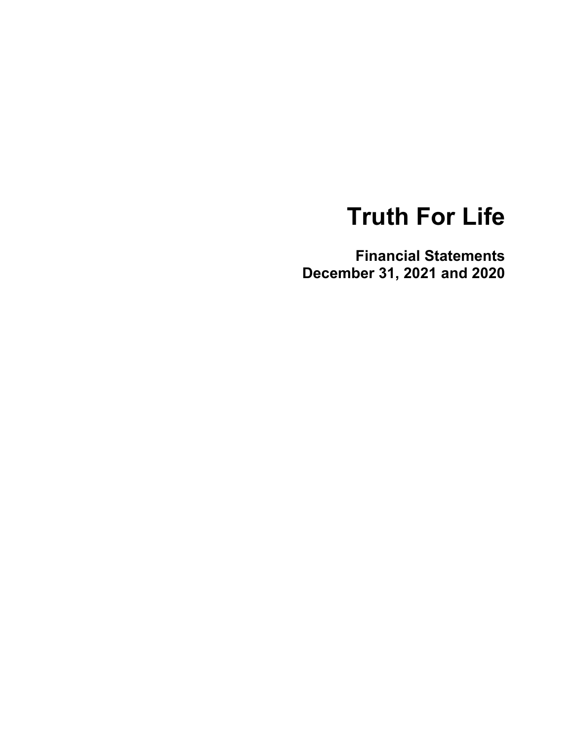# Truth For Life

## Financial Statements
## December 31, 2021 and 2020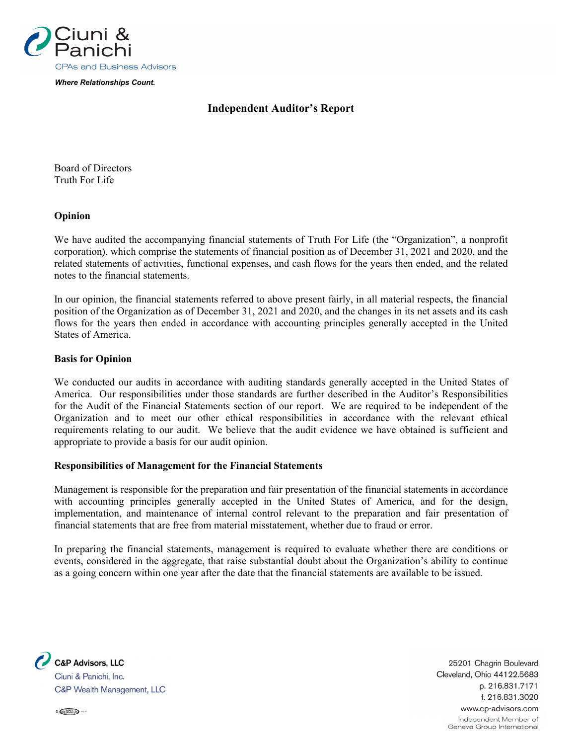# Independent Auditor's Report

Board of Directors
Truth For Life

### Opinion

We have audited the accompanying financial statements of Truth For Life (the "Organization", a nonprofit corporation), which comprise the statements of financial position as of December 31, 2021 and 2020, and the related statements of activities, functional expenses, and cash flows for the years then ended, and the related notes to the financial statements.

In our opinion, the financial statements referred to above present fairly, in all material respects, the financial position of the Organization as of December 31, 2021 and 2020, and the changes in its net assets and its cash flows for the years then ended in accordance with accounting principles generally accepted in the United States of America.

### Basis for Opinion

We conducted our audits in accordance with auditing standards generally accepted in the United States of America. Our responsibilities under those standards are further described in the Auditor's Responsibilities for the Audit of the Financial Statements section of our report. We are required to be independent of the Organization and to meet our other ethical responsibilities in accordance with the relevant ethical requirements relating to our audit. We believe that the audit evidence we have obtained is sufficient and appropriate to provide a basis for our audit opinion.

### Responsibilities of Management for the Financial Statements

Management is responsible for the preparation and fair presentation of the financial statements in accordance with accounting principles generally accepted in the United States of America, and for the design, implementation, and maintenance of internal control relevant to the preparation and fair presentation of financial statements that are free from material misstatement, whether due to fraud or error.

In preparing the financial statements, management is required to evaluate whether there are conditions or events, considered in the aggregate, that raise substantial doubt about the Organization's ability to continue as a going concern within one year after the date that the financial statements are available to be issued.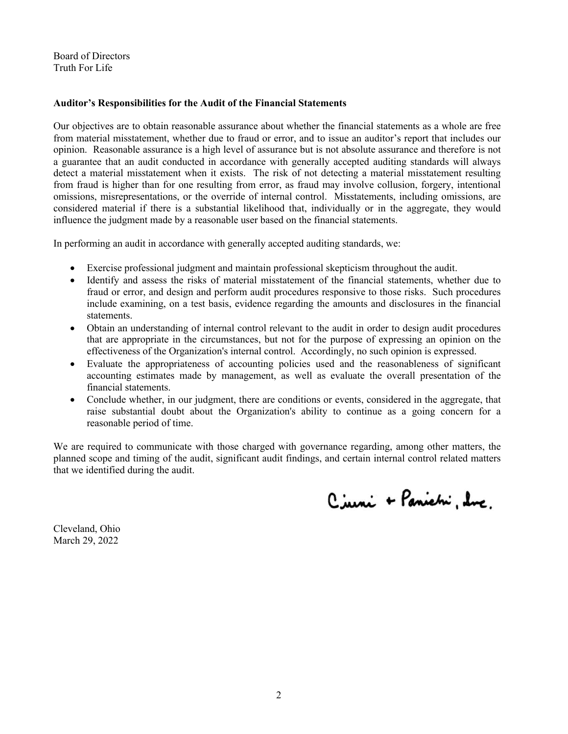Board of Directors
Truth For Life

**Auditor's Responsibilities for the Audit of the Financial Statements**

Our objectives are to obtain reasonable assurance about whether the financial statements as a whole are free from material misstatement, whether due to fraud or error, and to issue an auditor's report that includes our opinion. Reasonable assurance is a high level of assurance but is not absolute assurance and therefore is not a guarantee that an audit conducted in accordance with generally accepted auditing standards will always detect a material misstatement when it exists. The risk of not detecting a material misstatement resulting from fraud is higher than for one resulting from error, as fraud may involve collusion, forgery, intentional omissions, misrepresentations, or the override of internal control. Misstatements, including omissions, are considered material if there is a substantial likelihood that, individually or in the aggregate, they would influence the judgment made by a reasonable user based on the financial statements.

In performing an audit in accordance with generally accepted auditing standards, we:

- Exercise professional judgment and maintain professional skepticism throughout the audit.
- Identify and assess the risks of material misstatement of the financial statements, whether due to fraud or error, and design and perform audit procedures responsive to those risks. Such procedures include examining, on a test basis, evidence regarding the amounts and disclosures in the financial statements.
- Obtain an understanding of internal control relevant to the audit in order to design audit procedures that are appropriate in the circumstances, but not for the purpose of expressing an opinion on the effectiveness of the Organization's internal control. Accordingly, no such opinion is expressed.
- Evaluate the appropriateness of accounting policies used and the reasonableness of significant accounting estimates made by management, as well as evaluate the overall presentation of the financial statements.
- Conclude whether, in our judgment, there are conditions or events, considered in the aggregate, that raise substantial doubt about the Organization's ability to continue as a going concern for a reasonable period of time.

We are required to communicate with those charged with governance regarding, among other matters, the planned scope and timing of the audit, significant audit findings, and certain internal control related matters that we identified during the audit.

Ciuni & Panichi, Inc.

Cleveland, Ohio
March 29, 2022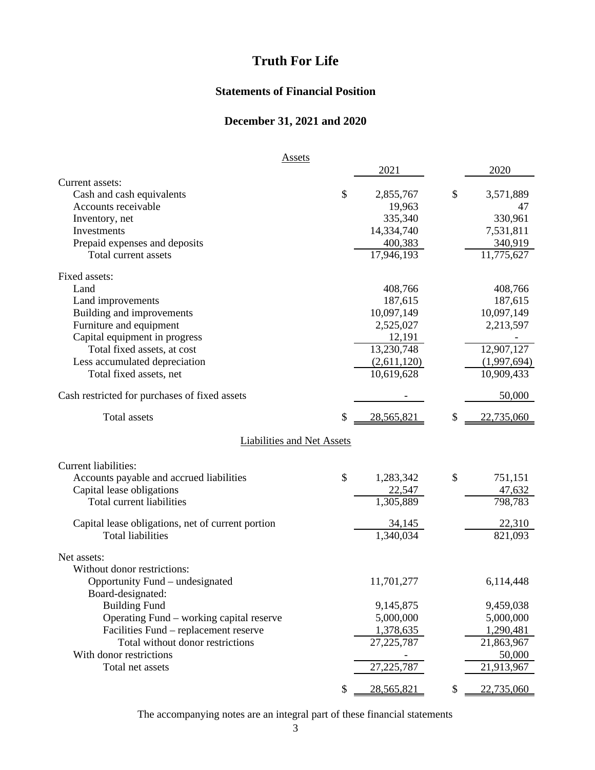# Truth For Life

## Statements of Financial Position

## December 31, 2021 and 2020

| Assets | 2021 | 2020 |
|---|---|---|
| Current assets: | | |
| Cash and cash equivalents | $ 2,855,767 | $ 3,571,889 |
| Accounts receivable | 19,963 | 47 |
| Inventory, net | 335,340 | 330,961 |
| Investments | 14,334,740 | 7,531,811 |
| Prepaid expenses and deposits | 400,383 | 340,919 |
| Total current assets | 17,946,193 | 11,775,627 |
| Fixed assets: | | |
| Land | 408,766 | 408,766 |
| Land improvements | 187,615 | 187,615 |
| Building and improvements | 10,097,149 | 10,097,149 |
| Furniture and equipment | 2,525,027 | 2,213,597 |
| Capital equipment in progress | 12,191 | - |
| Total fixed assets, at cost | 13,230,748 | 12,907,127 |
| Less accumulated depreciation | (2,611,120) | (1,997,694) |
| Total fixed assets, net | 10,619,628 | 10,909,433 |
| Cash restricted for purchases of fixed assets | - | 50,000 |
| Total assets | $ 28,565,821 | $ 22,735,060 |

| Liabilities and Net Assets | 2021 | 2020 |
|---|---|---|
| Current liabilities: | | |
| Accounts payable and accrued liabilities | $ 1,283,342 | $ 751,151 |
| Capital lease obligations | 22,547 | 47,632 |
| Total current liabilities | 1,305,889 | 798,783 |
| Capital lease obligations, net of current portion | 34,145 | 22,310 |
| Total liabilities | 1,340,034 | 821,093 |
| Net assets: | | |
| Without donor restrictions: | | |
| Opportunity Fund – undesignated | 11,701,277 | 6,114,448 |
| Board-designated: | | |
| Building Fund | 9,145,875 | 9,459,038 |
| Operating Fund – working capital reserve | 5,000,000 | 5,000,000 |
| Facilities Fund – replacement reserve | 1,378,635 | 1,290,481 |
| Total without donor restrictions | 27,225,787 | 21,863,967 |
| With donor restrictions | - | 50,000 |
| Total net assets | 27,225,787 | 21,913,967 |
| | $ 28,565,821 | $ 22,735,060 |

The accompanying notes are an integral part of these financial statements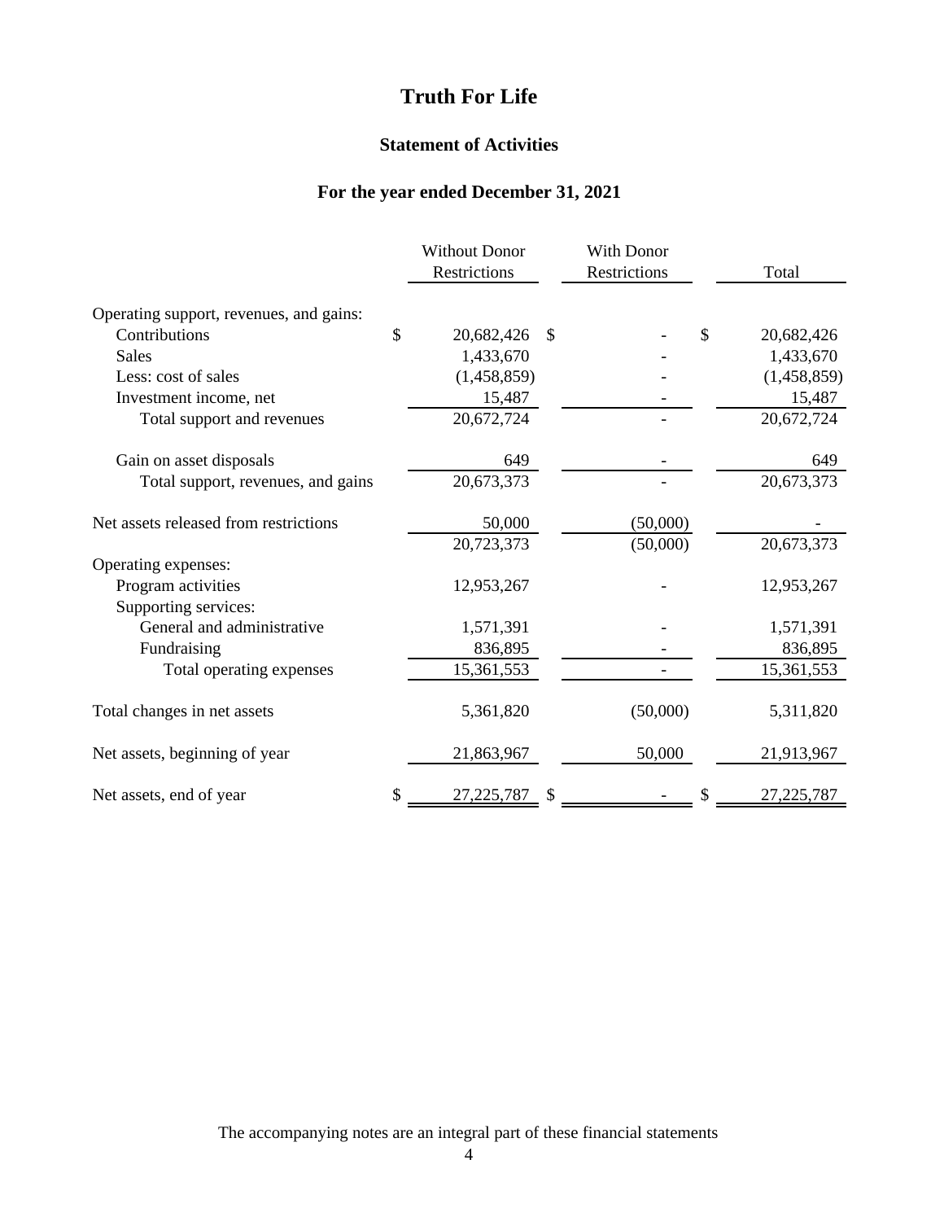# Truth For Life

## Statement of Activities

### For the year ended December 31, 2021

| | Without Donor Restrictions | With Donor Restrictions | Total |
|---|---|---|---|
| Operating support, revenues, and gains: | | | |
| Contributions | $ 20,682,426 | $ - | $ 20,682,426 |
| Sales | 1,433,670 | - | 1,433,670 |
| Less: cost of sales | (1,458,859) | - | (1,458,859) |
| Investment income, net | 15,487 | - | 15,487 |
| Total support and revenues | 20,672,724 | - | 20,672,724 |
| Gain on asset disposals | 649 | - | 649 |
| Total support, revenues, and gains | 20,673,373 | - | 20,673,373 |
| Net assets released from restrictions | 50,000 | (50,000) | - |
| | 20,723,373 | (50,000) | 20,673,373 |
| Operating expenses: | | | |
| Program activities | 12,953,267 | - | 12,953,267 |
| Supporting services: | | | |
| General and administrative | 1,571,391 | - | 1,571,391 |
| Fundraising | 836,895 | - | 836,895 |
| Total operating expenses | 15,361,553 | - | 15,361,553 |
| Total changes in net assets | 5,361,820 | (50,000) | 5,311,820 |
| Net assets, beginning of year | 21,863,967 | 50,000 | 21,913,967 |
| Net assets, end of year | $ 27,225,787 | $ - | $ 27,225,787 |

The accompanying notes are an integral part of these financial statements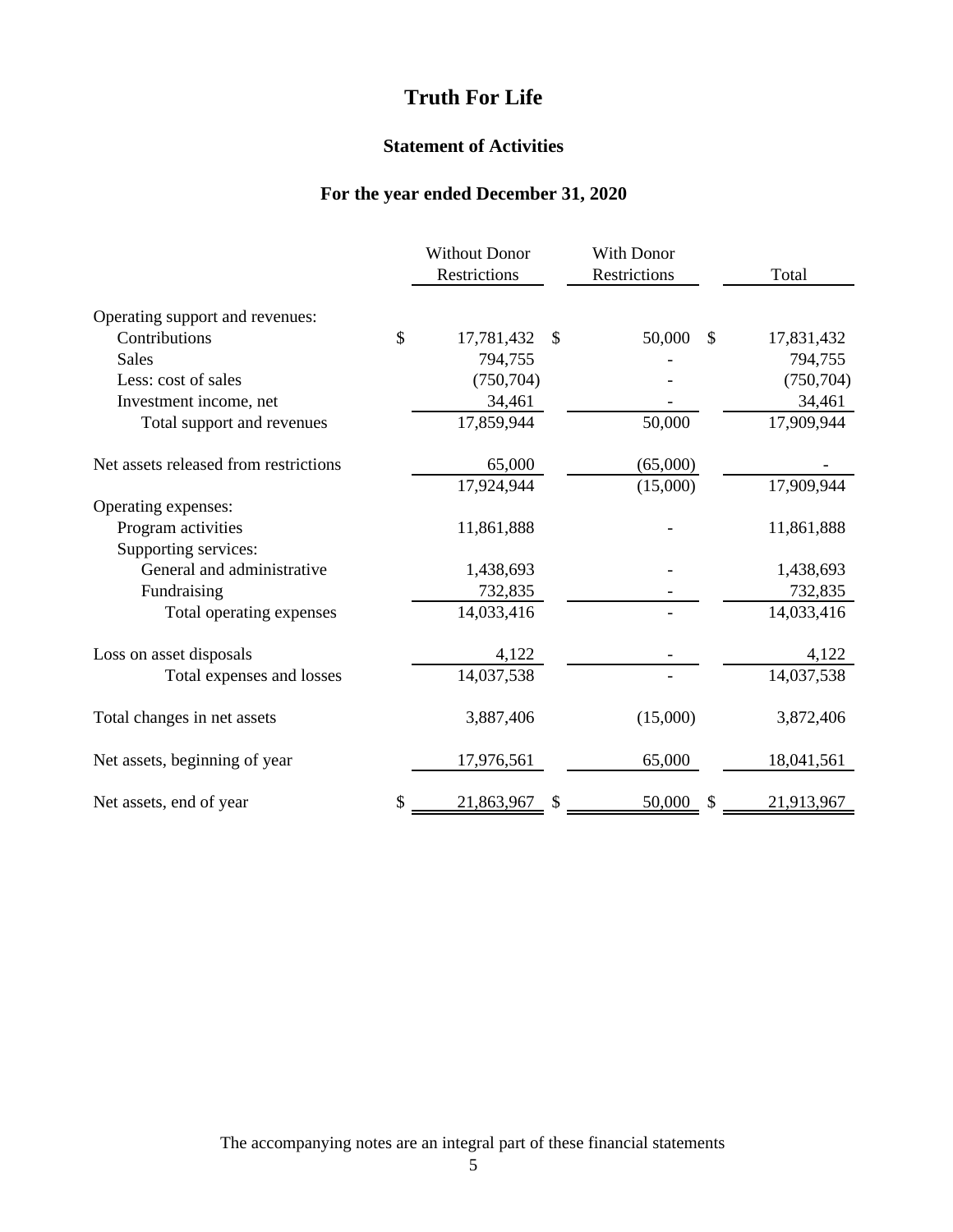# Truth For Life

## Statement of Activities

## For the year ended December 31, 2020

| | Without Donor Restrictions | With Donor Restrictions | Total |
|---|---|---|---|
| Operating support and revenues: | | | |
| Contributions | $ 17,781,432 | $ 50,000 | $ 17,831,432 |
| Sales | 794,755 | - | 794,755 |
| Less: cost of sales | (750,704) | - | (750,704) |
| Investment income, net | 34,461 | - | 34,461 |
| Total support and revenues | 17,859,944 | 50,000 | 17,909,944 |
| Net assets released from restrictions | 65,000 | (65,000) | - |
| | 17,924,944 | (15,000) | 17,909,944 |
| Operating expenses: | | | |
| Program activities | 11,861,888 | - | 11,861,888 |
| Supporting services: | | | |
| General and administrative | 1,438,693 | - | 1,438,693 |
| Fundraising | 732,835 | - | 732,835 |
| Total operating expenses | 14,033,416 | - | 14,033,416 |
| Loss on asset disposals | 4,122 | - | 4,122 |
| Total expenses and losses | 14,037,538 | - | 14,037,538 |
| Total changes in net assets | 3,887,406 | (15,000) | 3,872,406 |
| Net assets, beginning of year | 17,976,561 | 65,000 | 18,041,561 |
| Net assets, end of year | $ 21,863,967 | $ 50,000 | $ 21,913,967 |

The accompanying notes are an integral part of these financial statements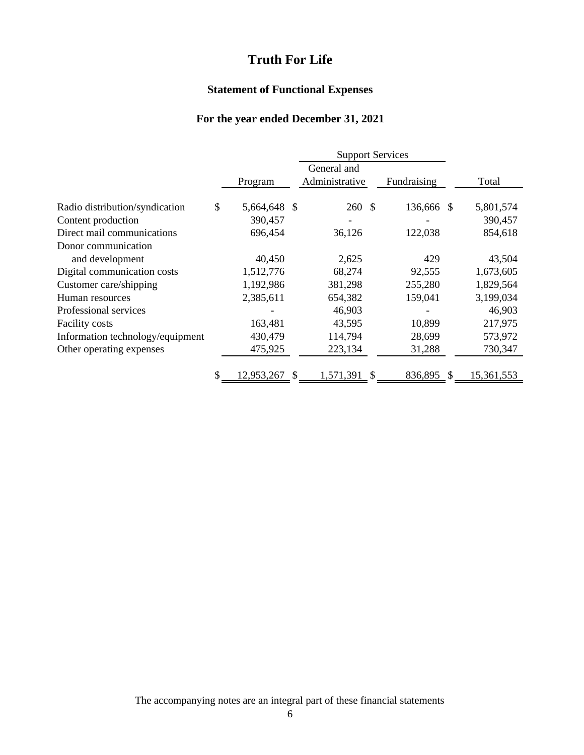# Truth For Life

## Statement of Functional Expenses

### For the year ended December 31, 2021

| | | Support Services | | |
|---|---|---|---|---|
| | Program | General and Administrative | Fundraising | Total |
| Radio distribution/syndication | $ 5,664,648 | $ 260 | $ 136,666 | $ 5,801,574 |
| Content production | 390,457 | - | - | 390,457 |
| Direct mail communications | 696,454 | 36,126 | 122,038 | 854,618 |
| Donor communication and development | 40,450 | 2,625 | 429 | 43,504 |
| Digital communication costs | 1,512,776 | 68,274 | 92,555 | 1,673,605 |
| Customer care/shipping | 1,192,986 | 381,298 | 255,280 | 1,829,564 |
| Human resources | 2,385,611 | 654,382 | 159,041 | 3,199,034 |
| Professional services | - | 46,903 | - | 46,903 |
| Facility costs | 163,481 | 43,595 | 10,899 | 217,975 |
| Information technology/equipment | 430,479 | 114,794 | 28,699 | 573,972 |
| Other operating expenses | 475,925 | 223,134 | 31,288 | 730,347 |
| | $ 12,953,267 | $ 1,571,391 | $ 836,895 | $ 15,361,553 |

The accompanying notes are an integral part of these financial statements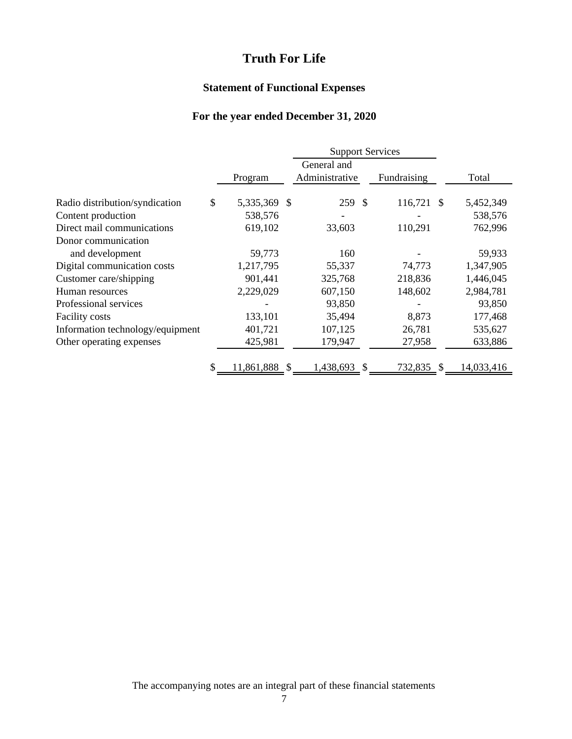# Truth For Life

## Statement of Functional Expenses

### For the year ended December 31, 2020

| | | Support Services | | |
|---|---|---|---|---|
| | Program | General and Administrative | Fundraising | Total |
| Radio distribution/syndication | $ 5,335,369 | $ 259 | $ 116,721 | $ 5,452,349 |
| Content production | 538,576 | - | - | 538,576 |
| Direct mail communications | 619,102 | 33,603 | 110,291 | 762,996 |
| Donor communication and development | 59,773 | 160 | - | 59,933 |
| Digital communication costs | 1,217,795 | 55,337 | 74,773 | 1,347,905 |
| Customer care/shipping | 901,441 | 325,768 | 218,836 | 1,446,045 |
| Human resources | 2,229,029 | 607,150 | 148,602 | 2,984,781 |
| Professional services | - | 93,850 | - | 93,850 |
| Facility costs | 133,101 | 35,494 | 8,873 | 177,468 |
| Information technology/equipment | 401,721 | 107,125 | 26,781 | 535,627 |
| Other operating expenses | 425,981 | 179,947 | 27,958 | 633,886 |
| | $ 11,861,888 | $ 1,438,693 | $ 732,835 | $ 14,033,416 |

The accompanying notes are an integral part of these financial statements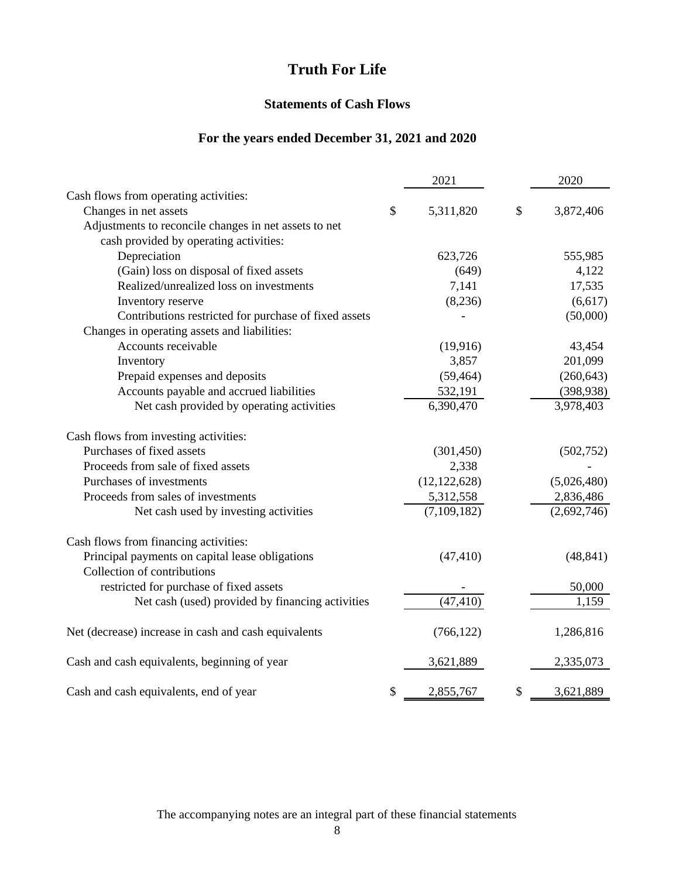# Truth For Life

## Statements of Cash Flows

## For the years ended December 31, 2021 and 2020

| | 2021 | 2020 |
|---|---|---|
| Cash flows from operating activities: | | |
| Changes in net assets | $ 5,311,820 | $ 3,872,406 |
| Adjustments to reconcile changes in net assets to net cash provided by operating activities: | | |
| Depreciation | 623,726 | 555,985 |
| (Gain) loss on disposal of fixed assets | (649) | 4,122 |
| Realized/unrealized loss on investments | 7,141 | 17,535 |
| Inventory reserve | (8,236) | (6,617) |
| Contributions restricted for purchase of fixed assets | - | (50,000) |
| Changes in operating assets and liabilities: | | |
| Accounts receivable | (19,916) | 43,454 |
| Inventory | 3,857 | 201,099 |
| Prepaid expenses and deposits | (59,464) | (260,643) |
| Accounts payable and accrued liabilities | 532,191 | (398,938) |
| Net cash provided by operating activities | 6,390,470 | 3,978,403 |
| Cash flows from investing activities: | | |
| Purchases of fixed assets | (301,450) | (502,752) |
| Proceeds from sale of fixed assets | 2,338 | - |
| Purchases of investments | (12,122,628) | (5,026,480) |
| Proceeds from sales of investments | 5,312,558 | 2,836,486 |
| Net cash used by investing activities | (7,109,182) | (2,692,746) |
| Cash flows from financing activities: | | |
| Principal payments on capital lease obligations | (47,410) | (48,841) |
| Collection of contributions restricted for purchase of fixed assets | - | 50,000 |
| Net cash (used) provided by financing activities | (47,410) | 1,159 |
| Net (decrease) increase in cash and cash equivalents | (766,122) | 1,286,816 |
| Cash and cash equivalents, beginning of year | 3,621,889 | 2,335,073 |
| Cash and cash equivalents, end of year | $ 2,855,767 | $ 3,621,889 |

The accompanying notes are an integral part of these financial statements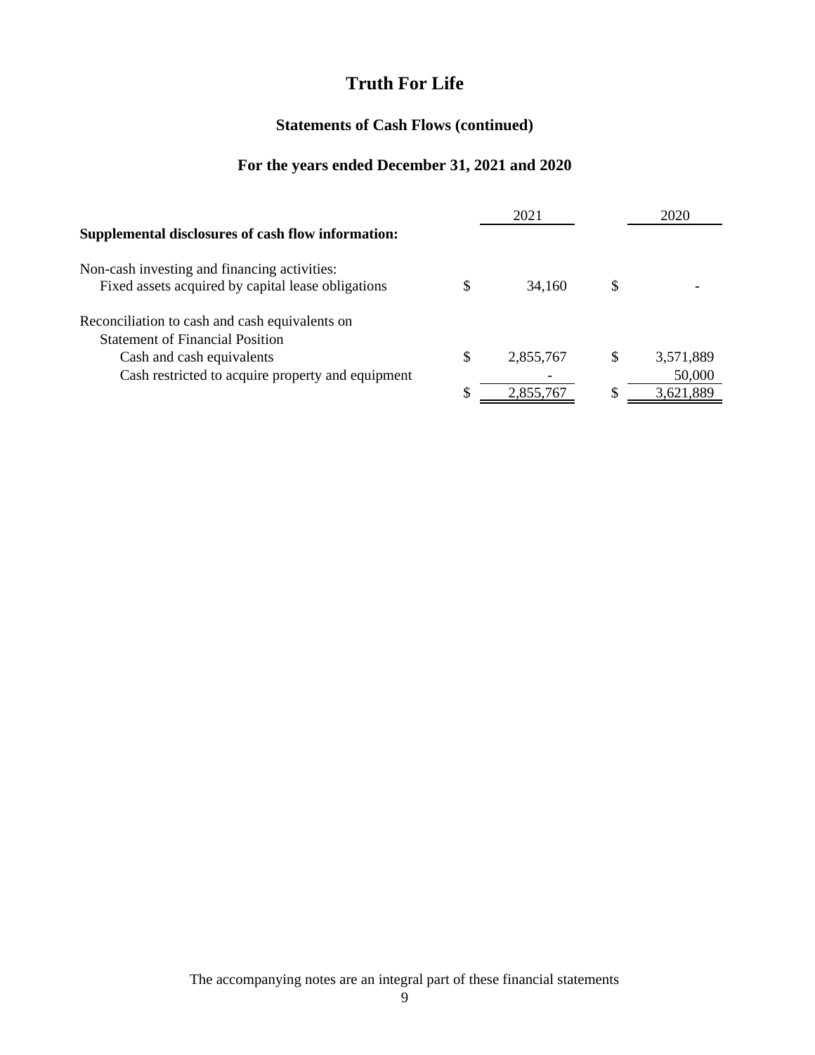# Truth For Life

## Statements of Cash Flows (continued)

## For the years ended December 31, 2021 and 2020

| | 2021 | 2020 |
|---|---|---|
| **Supplemental disclosures of cash flow information:** | | |
| Non-cash investing and financing activities: | | |
| Fixed assets acquired by capital lease obligations | $ 34,160 | $ - |
| Reconciliation to cash and cash equivalents on Statement of Financial Position | | |
| Cash and cash equivalents | $ 2,855,767 | $ 3,571,889 |
| Cash restricted to acquire property and equipment | - | 50,000 |
| | $ 2,855,767 | $ 3,621,889 |

The accompanying notes are an integral part of these financial statements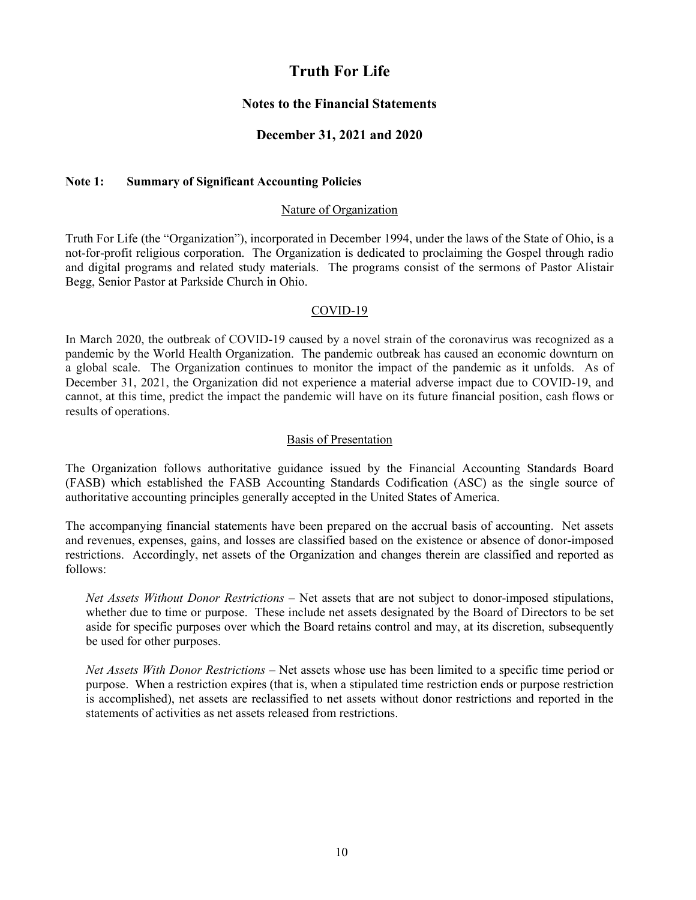# Truth For Life

## Notes to the Financial Statements

## December 31, 2021 and 2020

### Note 1: Summary of Significant Accounting Policies

#### Nature of Organization

Truth For Life (the "Organization"), incorporated in December 1994, under the laws of the State of Ohio, is a not-for-profit religious corporation. The Organization is dedicated to proclaiming the Gospel through radio and digital programs and related study materials. The programs consist of the sermons of Pastor Alistair Begg, Senior Pastor at Parkside Church in Ohio.

#### COVID-19

In March 2020, the outbreak of COVID-19 caused by a novel strain of the coronavirus was recognized as a pandemic by the World Health Organization. The pandemic outbreak has caused an economic downturn on a global scale. The Organization continues to monitor the impact of the pandemic as it unfolds. As of December 31, 2021, the Organization did not experience a material adverse impact due to COVID-19, and cannot, at this time, predict the impact the pandemic will have on its future financial position, cash flows or results of operations.

#### Basis of Presentation

The Organization follows authoritative guidance issued by the Financial Accounting Standards Board (FASB) which established the FASB Accounting Standards Codification (ASC) as the single source of authoritative accounting principles generally accepted in the United States of America.

The accompanying financial statements have been prepared on the accrual basis of accounting. Net assets and revenues, expenses, gains, and losses are classified based on the existence or absence of donor-imposed restrictions. Accordingly, net assets of the Organization and changes therein are classified and reported as follows:

*Net Assets Without Donor Restrictions* – Net assets that are not subject to donor-imposed stipulations, whether due to time or purpose. These include net assets designated by the Board of Directors to be set aside for specific purposes over which the Board retains control and may, at its discretion, subsequently be used for other purposes.

*Net Assets With Donor Restrictions* – Net assets whose use has been limited to a specific time period or purpose. When a restriction expires (that is, when a stipulated time restriction ends or purpose restriction is accomplished), net assets are reclassified to net assets without donor restrictions and reported in the statements of activities as net assets released from restrictions.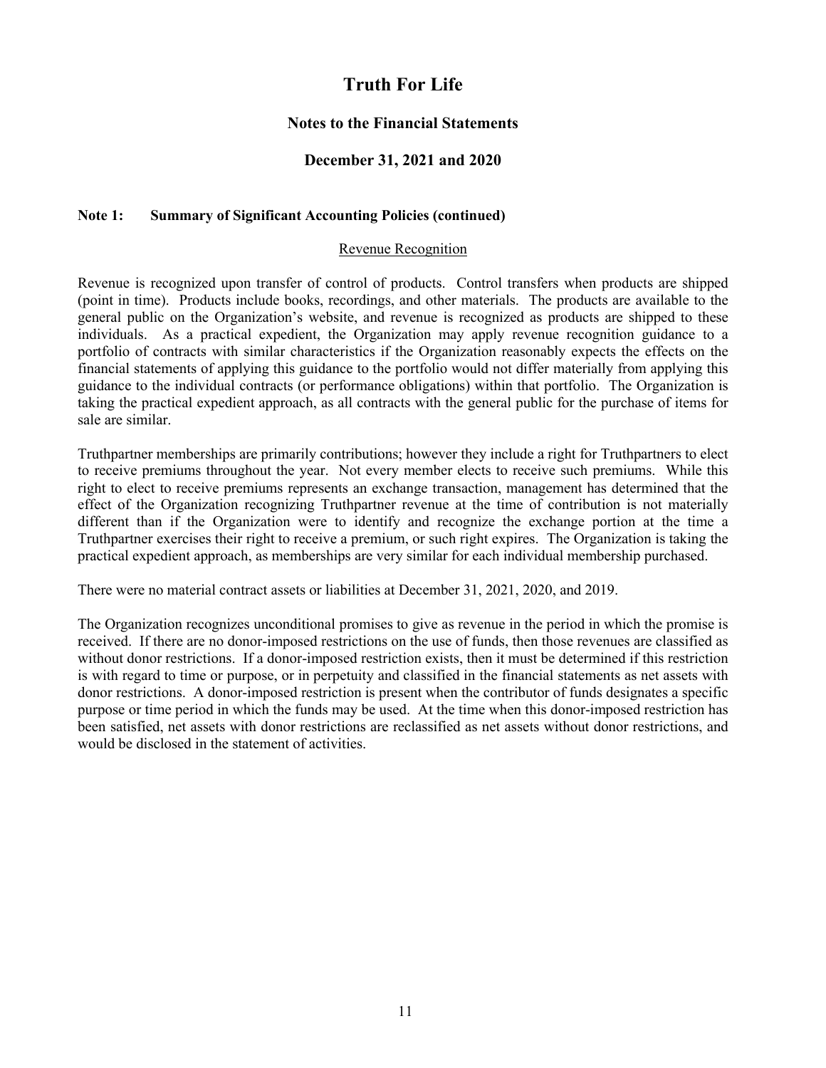# Truth For Life

## Notes to the Financial Statements

## December 31, 2021 and 2020

### Note 1: Summary of Significant Accounting Policies (continued)

Revenue Recognition

Revenue is recognized upon transfer of control of products. Control transfers when products are shipped (point in time). Products include books, recordings, and other materials. The products are available to the general public on the Organization's website, and revenue is recognized as products are shipped to these individuals. As a practical expedient, the Organization may apply revenue recognition guidance to a portfolio of contracts with similar characteristics if the Organization reasonably expects the effects on the financial statements of applying this guidance to the portfolio would not differ materially from applying this guidance to the individual contracts (or performance obligations) within that portfolio. The Organization is taking the practical expedient approach, as all contracts with the general public for the purchase of items for sale are similar.

Truthpartner memberships are primarily contributions; however they include a right for Truthpartners to elect to receive premiums throughout the year. Not every member elects to receive such premiums. While this right to elect to receive premiums represents an exchange transaction, management has determined that the effect of the Organization recognizing Truthpartner revenue at the time of contribution is not materially different than if the Organization were to identify and recognize the exchange portion at the time a Truthpartner exercises their right to receive a premium, or such right expires. The Organization is taking the practical expedient approach, as memberships are very similar for each individual membership purchased.

There were no material contract assets or liabilities at December 31, 2021, 2020, and 2019.

The Organization recognizes unconditional promises to give as revenue in the period in which the promise is received. If there are no donor-imposed restrictions on the use of funds, then those revenues are classified as without donor restrictions. If a donor-imposed restriction exists, then it must be determined if this restriction is with regard to time or purpose, or in perpetuity and classified in the financial statements as net assets with donor restrictions. A donor-imposed restriction is present when the contributor of funds designates a specific purpose or time period in which the funds may be used. At the time when this donor-imposed restriction has been satisfied, net assets with donor restrictions are reclassified as net assets without donor restrictions, and would be disclosed in the statement of activities.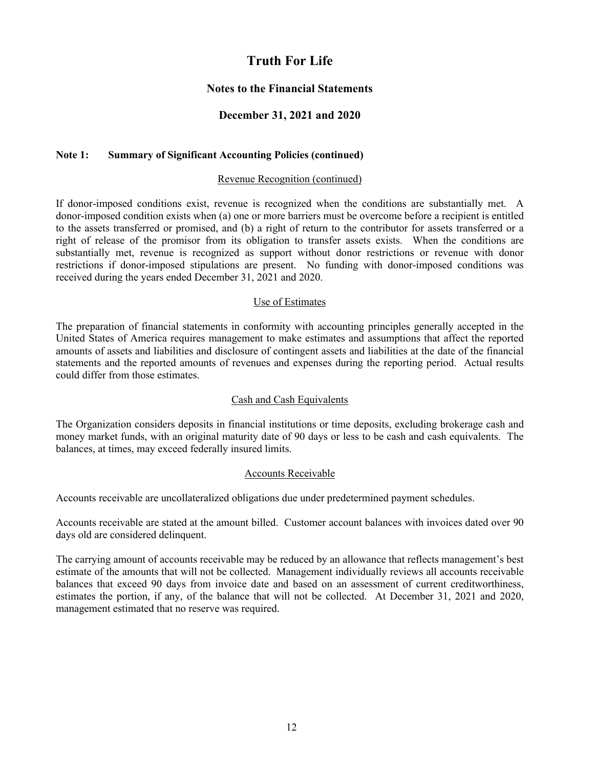# Truth For Life

## Notes to the Financial Statements

## December 31, 2021 and 2020

### Note 1: Summary of Significant Accounting Policies (continued)

Revenue Recognition (continued)

If donor-imposed conditions exist, revenue is recognized when the conditions are substantially met. A donor-imposed condition exists when (a) one or more barriers must be overcome before a recipient is entitled to the assets transferred or promised, and (b) a right of return to the contributor for assets transferred or a right of release of the promisor from its obligation to transfer assets exists. When the conditions are substantially met, revenue is recognized as support without donor restrictions or revenue with donor restrictions if donor-imposed stipulations are present. No funding with donor-imposed conditions was received during the years ended December 31, 2021 and 2020.

Use of Estimates

The preparation of financial statements in conformity with accounting principles generally accepted in the United States of America requires management to make estimates and assumptions that affect the reported amounts of assets and liabilities and disclosure of contingent assets and liabilities at the date of the financial statements and the reported amounts of revenues and expenses during the reporting period. Actual results could differ from those estimates.

Cash and Cash Equivalents

The Organization considers deposits in financial institutions or time deposits, excluding brokerage cash and money market funds, with an original maturity date of 90 days or less to be cash and cash equivalents. The balances, at times, may exceed federally insured limits.

Accounts Receivable

Accounts receivable are uncollateralized obligations due under predetermined payment schedules.

Accounts receivable are stated at the amount billed. Customer account balances with invoices dated over 90 days old are considered delinquent.

The carrying amount of accounts receivable may be reduced by an allowance that reflects management's best estimate of the amounts that will not be collected. Management individually reviews all accounts receivable balances that exceed 90 days from invoice date and based on an assessment of current creditworthiness, estimates the portion, if any, of the balance that will not be collected. At December 31, 2021 and 2020, management estimated that no reserve was required.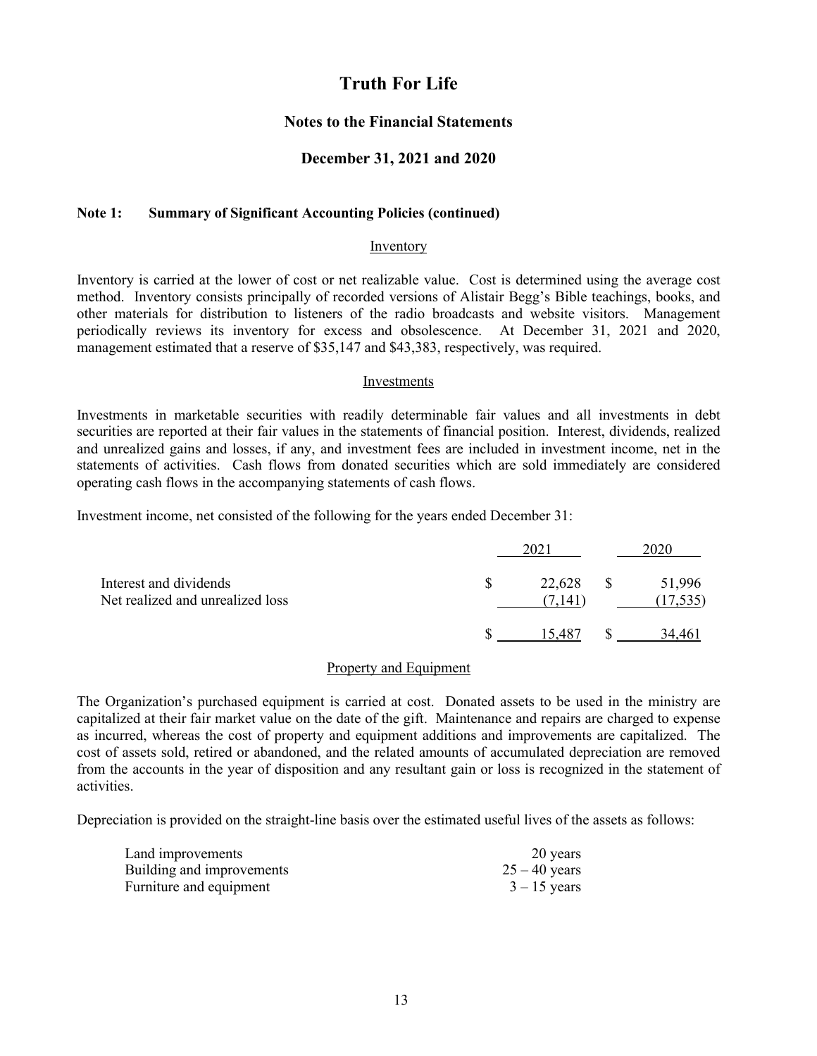# Truth For Life

## Notes to the Financial Statements

## December 31, 2021 and 2020

### Note 1: Summary of Significant Accounting Policies (continued)

#### Inventory

Inventory is carried at the lower of cost or net realizable value. Cost is determined using the average cost method. Inventory consists principally of recorded versions of Alistair Begg's Bible teachings, books, and other materials for distribution to listeners of the radio broadcasts and website visitors. Management periodically reviews its inventory for excess and obsolescence. At December 31, 2021 and 2020, management estimated that a reserve of $35,147 and $43,383, respectively, was required.

#### Investments

Investments in marketable securities with readily determinable fair values and all investments in debt securities are reported at their fair values in the statements of financial position. Interest, dividends, realized and unrealized gains and losses, if any, and investment fees are included in investment income, net in the statements of activities. Cash flows from donated securities which are sold immediately are considered operating cash flows in the accompanying statements of cash flows.

Investment income, net consisted of the following for the years ended December 31:

| | 2021 | 2020 |
|---|---|---|
| Interest and dividends | $ 22,628 | $ 51,996 |
| Net realized and unrealized loss | (7,141) | (17,535) |
| | $ 15,487 | $ 34,461 |

#### Property and Equipment

The Organization's purchased equipment is carried at cost. Donated assets to be used in the ministry are capitalized at their fair market value on the date of the gift. Maintenance and repairs are charged to expense as incurred, whereas the cost of property and equipment additions and improvements are capitalized. The cost of assets sold, retired or abandoned, and the related amounts of accumulated depreciation are removed from the accounts in the year of disposition and any resultant gain or loss is recognized in the statement of activities.

Depreciation is provided on the straight-line basis over the estimated useful lives of the assets as follows:

| | |
|---|---|
| Land improvements | 20 years |
| Building and improvements | 25 – 40 years |
| Furniture and equipment | 3 – 15 years |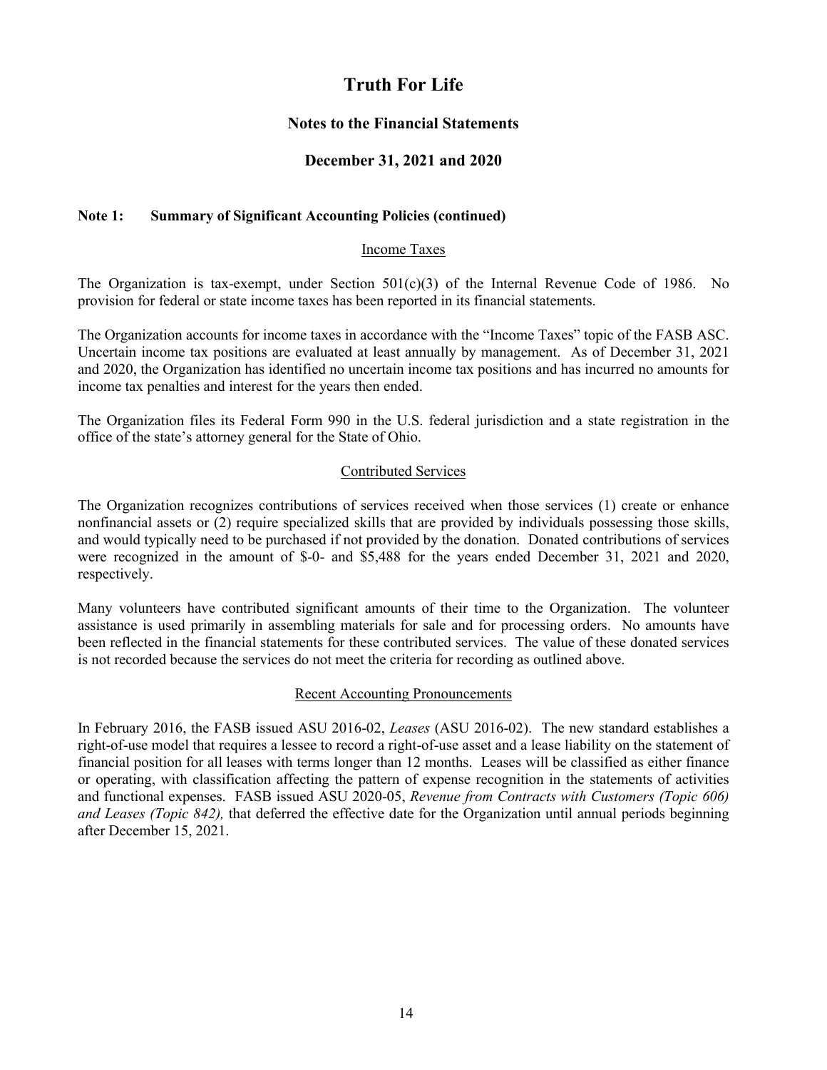# Truth For Life

## Notes to the Financial Statements

## December 31, 2021 and 2020

### Note 1: Summary of Significant Accounting Policies (continued)

#### Income Taxes

The Organization is tax-exempt, under Section 501(c)(3) of the Internal Revenue Code of 1986. No provision for federal or state income taxes has been reported in its financial statements.

The Organization accounts for income taxes in accordance with the "Income Taxes" topic of the FASB ASC. Uncertain income tax positions are evaluated at least annually by management. As of December 31, 2021 and 2020, the Organization has identified no uncertain income tax positions and has incurred no amounts for income tax penalties and interest for the years then ended.

The Organization files its Federal Form 990 in the U.S. federal jurisdiction and a state registration in the office of the state's attorney general for the State of Ohio.

#### Contributed Services

The Organization recognizes contributions of services received when those services (1) create or enhance nonfinancial assets or (2) require specialized skills that are provided by individuals possessing those skills, and would typically need to be purchased if not provided by the donation. Donated contributions of services were recognized in the amount of $-0- and $5,488 for the years ended December 31, 2021 and 2020, respectively.

Many volunteers have contributed significant amounts of their time to the Organization. The volunteer assistance is used primarily in assembling materials for sale and for processing orders. No amounts have been reflected in the financial statements for these contributed services. The value of these donated services is not recorded because the services do not meet the criteria for recording as outlined above.

#### Recent Accounting Pronouncements

In February 2016, the FASB issued ASU 2016-02, *Leases* (ASU 2016-02). The new standard establishes a right-of-use model that requires a lessee to record a right-of-use asset and a lease liability on the statement of financial position for all leases with terms longer than 12 months. Leases will be classified as either finance or operating, with classification affecting the pattern of expense recognition in the statements of activities and functional expenses. FASB issued ASU 2020-05, *Revenue from Contracts with Customers (Topic 606) and Leases (Topic 842),* that deferred the effective date for the Organization until annual periods beginning after December 15, 2021.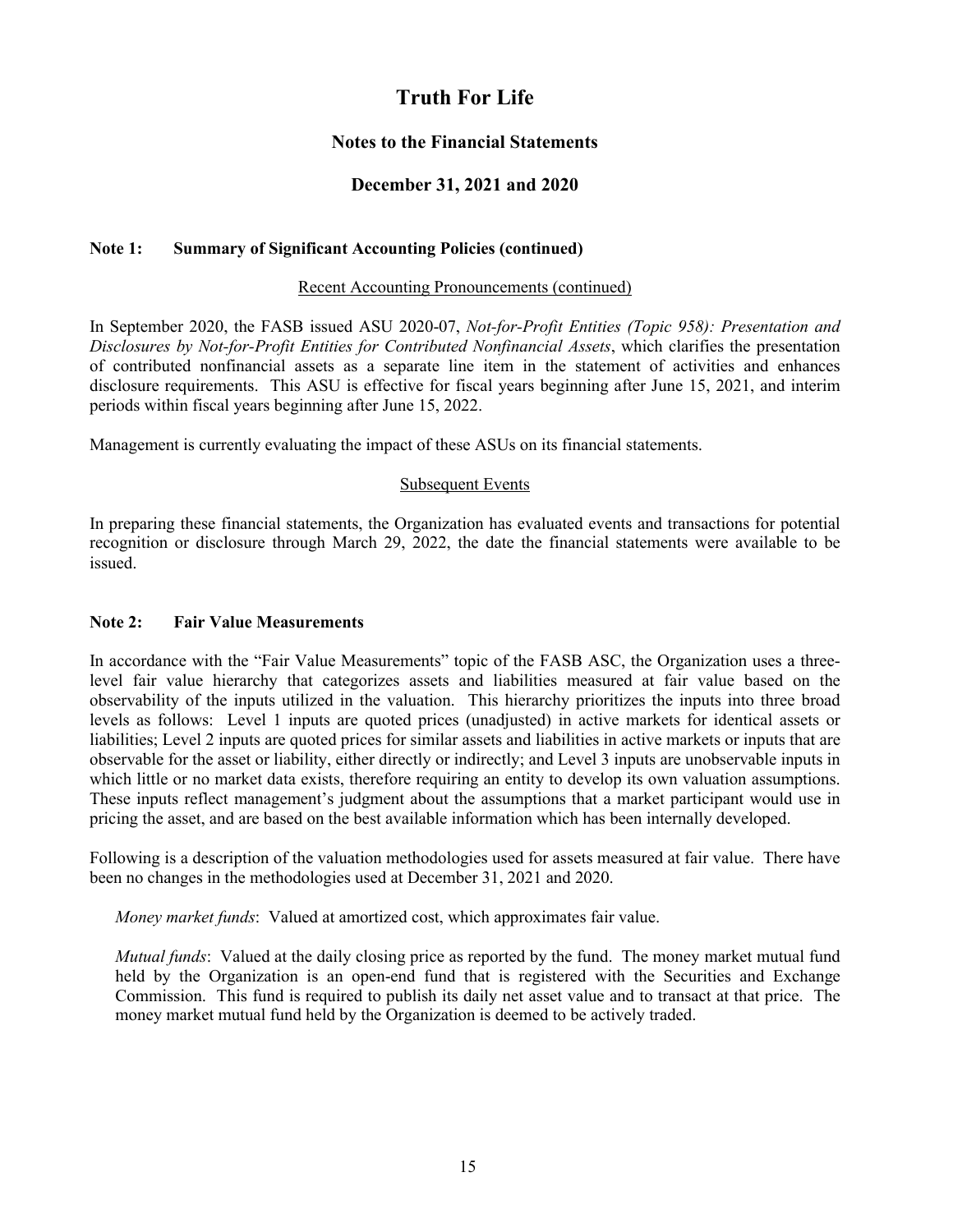# Truth For Life

## Notes to the Financial Statements

## December 31, 2021 and 2020

### Note 1: Summary of Significant Accounting Policies (continued)

Recent Accounting Pronouncements (continued)

In September 2020, the FASB issued ASU 2020-07, *Not-for-Profit Entities (Topic 958): Presentation and Disclosures by Not-for-Profit Entities for Contributed Nonfinancial Assets*, which clarifies the presentation of contributed nonfinancial assets as a separate line item in the statement of activities and enhances disclosure requirements. This ASU is effective for fiscal years beginning after June 15, 2021, and interim periods within fiscal years beginning after June 15, 2022.

Management is currently evaluating the impact of these ASUs on its financial statements.

Subsequent Events

In preparing these financial statements, the Organization has evaluated events and transactions for potential recognition or disclosure through March 29, 2022, the date the financial statements were available to be issued.

### Note 2: Fair Value Measurements

In accordance with the "Fair Value Measurements" topic of the FASB ASC, the Organization uses a three-level fair value hierarchy that categorizes assets and liabilities measured at fair value based on the observability of the inputs utilized in the valuation. This hierarchy prioritizes the inputs into three broad levels as follows: Level 1 inputs are quoted prices (unadjusted) in active markets for identical assets or liabilities; Level 2 inputs are quoted prices for similar assets and liabilities in active markets or inputs that are observable for the asset or liability, either directly or indirectly; and Level 3 inputs are unobservable inputs in which little or no market data exists, therefore requiring an entity to develop its own valuation assumptions. These inputs reflect management's judgment about the assumptions that a market participant would use in pricing the asset, and are based on the best available information which has been internally developed.

Following is a description of the valuation methodologies used for assets measured at fair value. There have been no changes in the methodologies used at December 31, 2021 and 2020.

*Money market funds*: Valued at amortized cost, which approximates fair value.

*Mutual funds*: Valued at the daily closing price as reported by the fund. The money market mutual fund held by the Organization is an open-end fund that is registered with the Securities and Exchange Commission. This fund is required to publish its daily net asset value and to transact at that price. The money market mutual fund held by the Organization is deemed to be actively traded.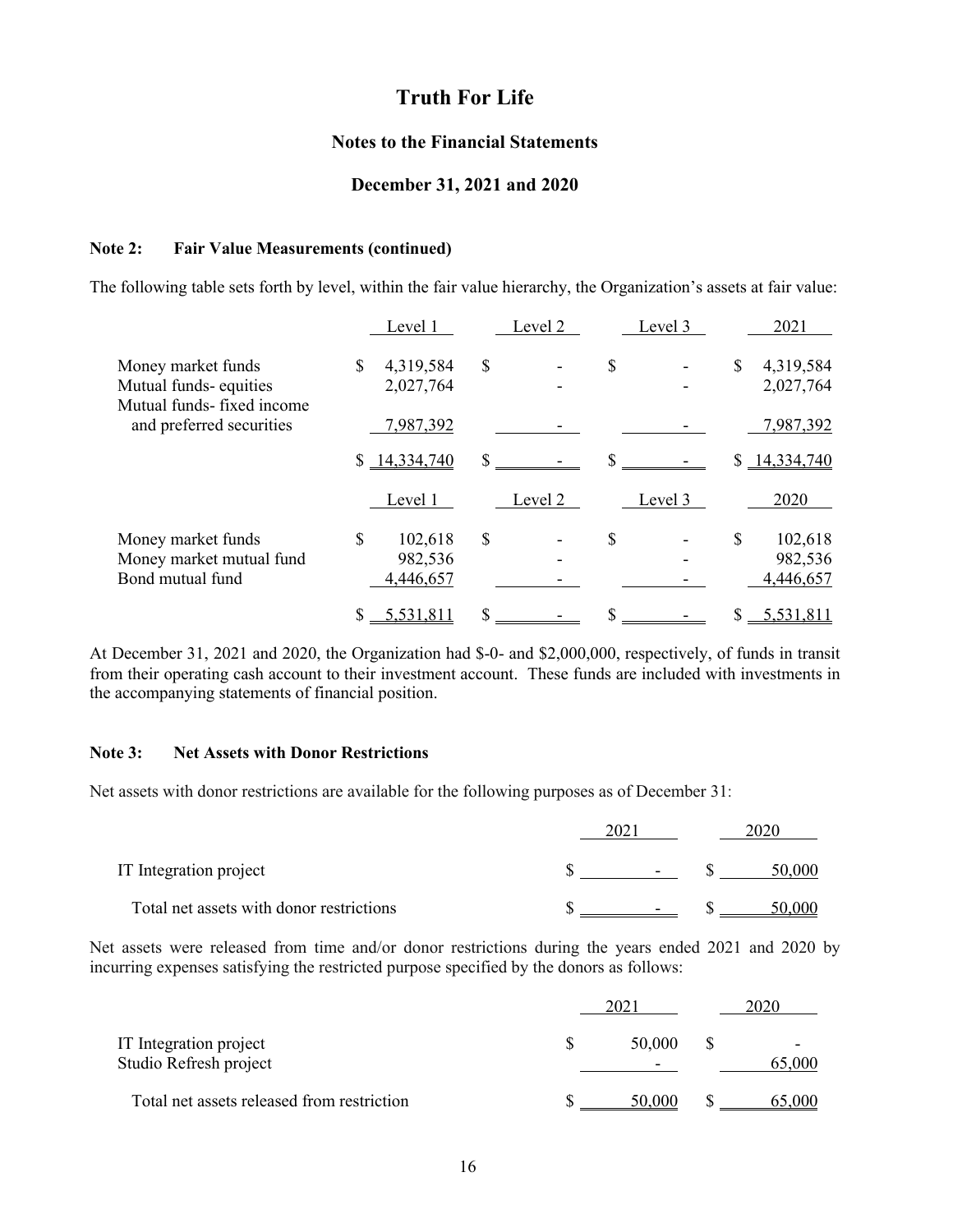# Truth For Life

## Notes to the Financial Statements

## December 31, 2021 and 2020

**Note 2: Fair Value Measurements (continued)**

The following table sets forth by level, within the fair value hierarchy, the Organization's assets at fair value:

| | Level 1 | Level 2 | Level 3 | 2021 |
|---|---|---|---|---|
| Money market funds | $ 4,319,584 | $ - | $ - | $ 4,319,584 |
| Mutual funds- equities | 2,027,764 | - | - | 2,027,764 |
| Mutual funds- fixed income and preferred securities | 7,987,392 | - | - | 7,987,392 |
| | $ 14,334,740 | $ - | $ - | $ 14,334,740 |

| | Level 1 | Level 2 | Level 3 | 2020 |
|---|---|---|---|---|
| Money market funds | $ 102,618 | $ - | $ - | $ 102,618 |
| Money market mutual fund | 982,536 | - | - | 982,536 |
| Bond mutual fund | 4,446,657 | - | - | 4,446,657 |
| | $ 5,531,811 | $ - | $ - | $ 5,531,811 |

At December 31, 2021 and 2020, the Organization had $-0- and $2,000,000, respectively, of funds in transit from their operating cash account to their investment account. These funds are included with investments in the accompanying statements of financial position.

**Note 3: Net Assets with Donor Restrictions**

Net assets with donor restrictions are available for the following purposes as of December 31:

| | 2021 | 2020 |
|---|---|---|
| IT Integration project | $ - | $ 50,000 |
| Total net assets with donor restrictions | $ - | $ 50,000 |

Net assets were released from time and/or donor restrictions during the years ended 2021 and 2020 by incurring expenses satisfying the restricted purpose specified by the donors as follows:

| | 2021 | 2020 |
|---|---|---|
| IT Integration project | $ 50,000 | $ - |
| Studio Refresh project | - | 65,000 |
| Total net assets released from restriction | $ 50,000 | $ 65,000 |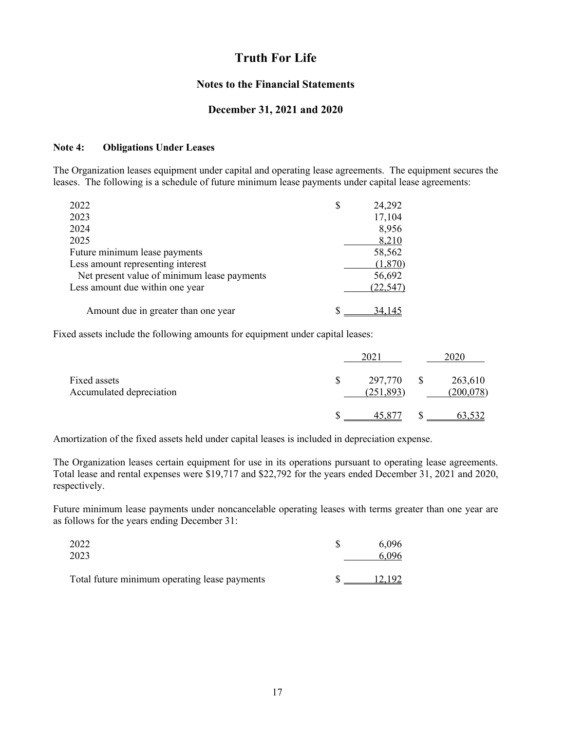# Truth For Life

## Notes to the Financial Statements

## December 31, 2021 and 2020

**Note 4: Obligations Under Leases**

The Organization leases equipment under capital and operating lease agreements. The equipment secures the leases. The following is a schedule of future minimum lease payments under capital lease agreements:

| | |
|---|---|
| 2022 | $ 24,292 |
| 2023 | 17,104 |
| 2024 | 8,956 |
| 2025 | 8,210 |
| Future minimum lease payments | 58,562 |
| Less amount representing interest | (1,870) |
| Net present value of minimum lease payments | 56,692 |
| Less amount due within one year | (22,547) |
| Amount due in greater than one year | $ 34,145 |

Fixed assets include the following amounts for equipment under capital leases:

| | 2021 | 2020 |
|---|---|---|
| Fixed assets | $ 297,770 | $ 263,610 |
| Accumulated depreciation | (251,893) | (200,078) |
| | $ 45,877 | $ 63,532 |

Amortization of the fixed assets held under capital leases is included in depreciation expense.

The Organization leases certain equipment for use in its operations pursuant to operating lease agreements. Total lease and rental expenses were $19,717 and $22,792 for the years ended December 31, 2021 and 2020, respectively.

Future minimum lease payments under noncancelable operating leases with terms greater than one year are as follows for the years ending December 31:

| | |
|---|---|
| 2022 | $ 6,096 |
| 2023 | 6,096 |
| Total future minimum operating lease payments | $ 12,192 |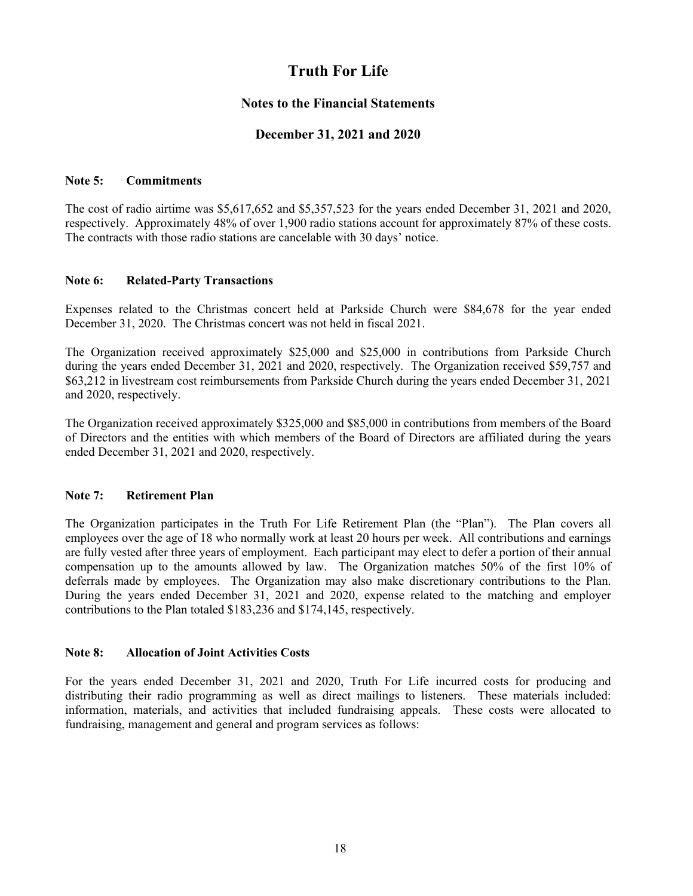# Truth For Life

## Notes to the Financial Statements

## December 31, 2021 and 2020

### Note 5: Commitments

The cost of radio airtime was $5,617,652 and $5,357,523 for the years ended December 31, 2021 and 2020, respectively. Approximately 48% of over 1,900 radio stations account for approximately 87% of these costs. The contracts with those radio stations are cancelable with 30 days' notice.

### Note 6: Related-Party Transactions

Expenses related to the Christmas concert held at Parkside Church were $84,678 for the year ended December 31, 2020. The Christmas concert was not held in fiscal 2021.

The Organization received approximately $25,000 and $25,000 in contributions from Parkside Church during the years ended December 31, 2021 and 2020, respectively. The Organization received $59,757 and $63,212 in livestream cost reimbursements from Parkside Church during the years ended December 31, 2021 and 2020, respectively.

The Organization received approximately $325,000 and $85,000 in contributions from members of the Board of Directors and the entities with which members of the Board of Directors are affiliated during the years ended December 31, 2021 and 2020, respectively.

### Note 7: Retirement Plan

The Organization participates in the Truth For Life Retirement Plan (the "Plan"). The Plan covers all employees over the age of 18 who normally work at least 20 hours per week. All contributions and earnings are fully vested after three years of employment. Each participant may elect to defer a portion of their annual compensation up to the amounts allowed by law. The Organization matches 50% of the first 10% of deferrals made by employees. The Organization may also make discretionary contributions to the Plan. During the years ended December 31, 2021 and 2020, expense related to the matching and employer contributions to the Plan totaled $183,236 and $174,145, respectively.

### Note 8: Allocation of Joint Activities Costs

For the years ended December 31, 2021 and 2020, Truth For Life incurred costs for producing and distributing their radio programming as well as direct mailings to listeners. These materials included: information, materials, and activities that included fundraising appeals. These costs were allocated to fundraising, management and general and program services as follows: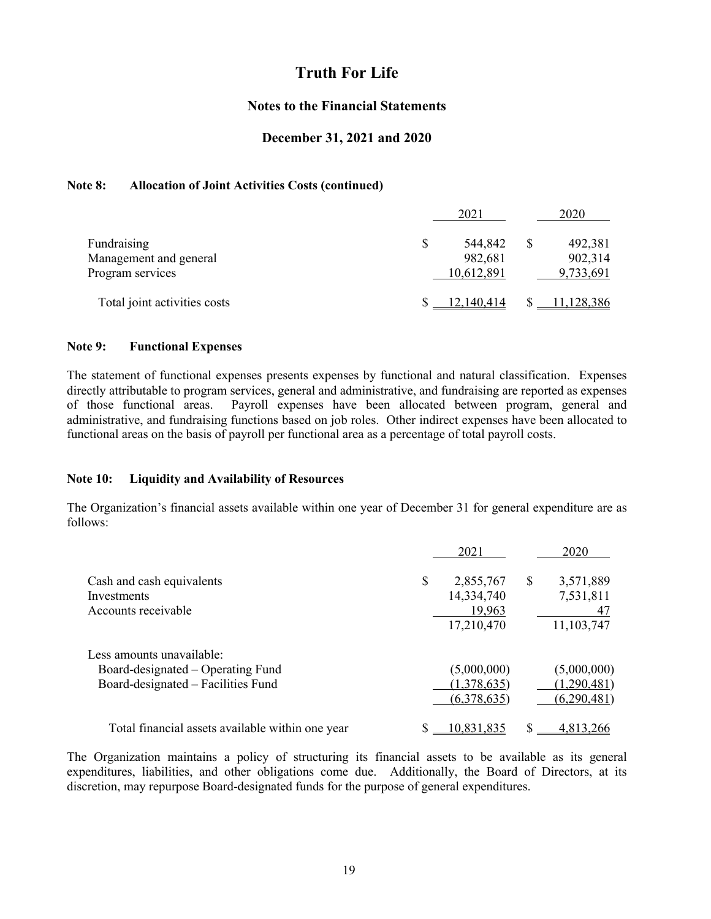# Truth For Life

## Notes to the Financial Statements

## December 31, 2021 and 2020

### Note 8: Allocation of Joint Activities Costs (continued)

| | 2021 | 2020 |
|---|---|---|
| Fundraising | $ 544,842 | $ 492,381 |
| Management and general | 982,681 | 902,314 |
| Program services | 10,612,891 | 9,733,691 |
| Total joint activities costs | $ 12,140,414 | $ 11,128,386 |

### Note 9: Functional Expenses

The statement of functional expenses presents expenses by functional and natural classification. Expenses directly attributable to program services, general and administrative, and fundraising are reported as expenses of those functional areas. Payroll expenses have been allocated between program, general and administrative, and fundraising functions based on job roles. Other indirect expenses have been allocated to functional areas on the basis of payroll per functional area as a percentage of total payroll costs.

### Note 10: Liquidity and Availability of Resources

The Organization's financial assets available within one year of December 31 for general expenditure are as follows:

| | 2021 | 2020 |
|---|---|---|
| Cash and cash equivalents | $ 2,855,767 | $ 3,571,889 |
| Investments | 14,334,740 | 7,531,811 |
| Accounts receivable | 19,963 | 47 |
| | 17,210,470 | 11,103,747 |
| Less amounts unavailable: | | |
| Board-designated – Operating Fund | (5,000,000) | (5,000,000) |
| Board-designated – Facilities Fund | (1,378,635) | (1,290,481) |
| | (6,378,635) | (6,290,481) |
| Total financial assets available within one year | $ 10,831,835 | $ 4,813,266 |

The Organization maintains a policy of structuring its financial assets to be available as its general expenditures, liabilities, and other obligations come due. Additionally, the Board of Directors, at its discretion, may repurpose Board-designated funds for the purpose of general expenditures.